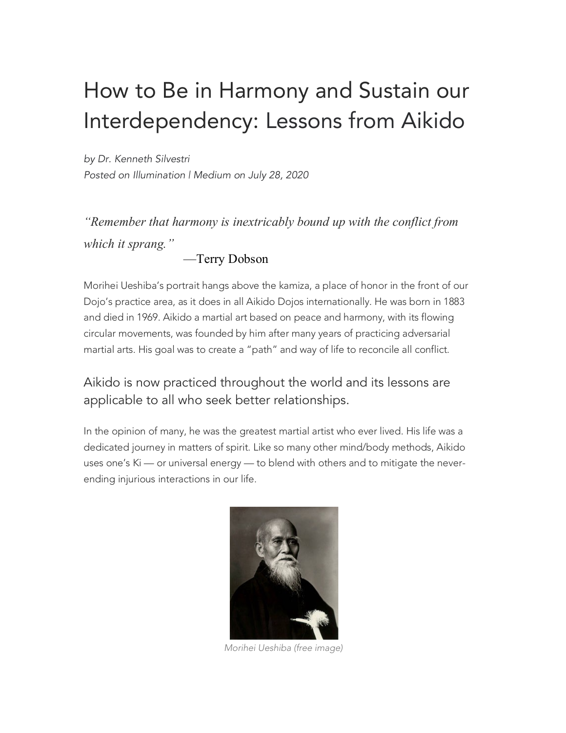# How to Be in Harmony and Sustain our Interdependency: Lessons from Aikido

*by Dr. Kenneth Silvestri*
*Posted on Illumination | Medium on July 28, 2020*

> *"Remember that harmony is inextricably bound up with the conflict from which it sprang."*
>
> —Terry Dobson

Morihei Ueshiba's portrait hangs above the kamiza, a place of honor in the front of our Dojo's practice area, as it does in all Aikido Dojos internationally. He was born in 1883 and died in 1969. Aikido a martial art based on peace and harmony, with its flowing circular movements, was founded by him after many years of practicing adversarial martial arts. His goal was to create a "path" and way of life to reconcile all conflict.

## Aikido is now practiced throughout the world and its lessons are applicable to all who seek better relationships.

In the opinion of many, he was the greatest martial artist who ever lived. His life was a dedicated journey in matters of spirit. Like so many other mind/body methods, Aikido uses one's Ki — or universal energy — to blend with others and to mitigate the never-ending injurious interactions in our life.

*Morihei Ueshiba (free image)*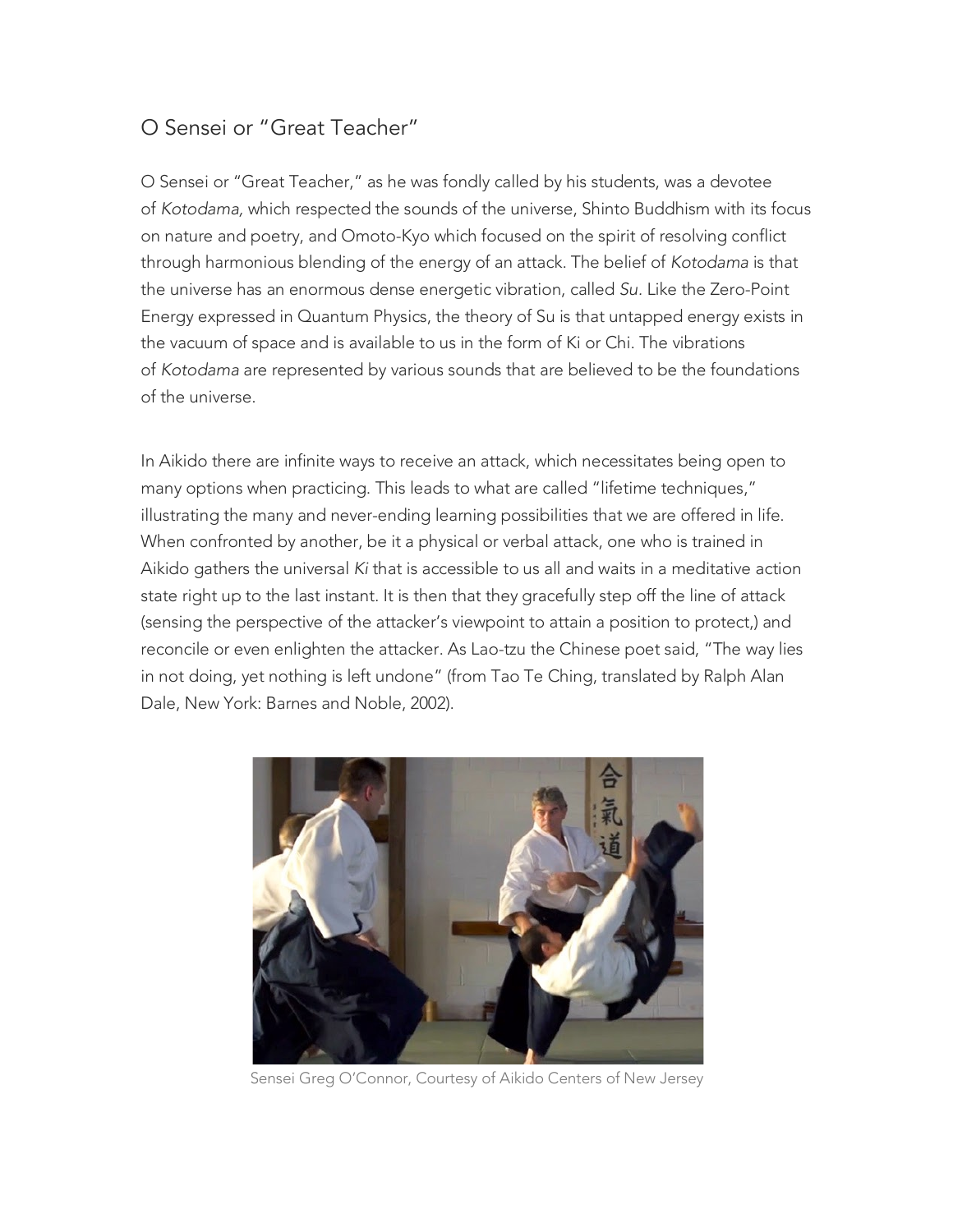## O Sensei or "Great Teacher"

O Sensei or "Great Teacher," as he was fondly called by his students, was a devotee of *Kotodama,* which respected the sounds of the universe, Shinto Buddhism with its focus on nature and poetry, and Omoto-Kyo which focused on the spirit of resolving conflict through harmonious blending of the energy of an attack. The belief of *Kotodama* is that the universe has an enormous dense energetic vibration, called *Su*. Like the Zero-Point Energy expressed in Quantum Physics, the theory of Su is that untapped energy exists in the vacuum of space and is available to us in the form of Ki or Chi. The vibrations of *Kotodama* are represented by various sounds that are believed to be the foundations of the universe.

In Aikido there are infinite ways to receive an attack, which necessitates being open to many options when practicing. This leads to what are called "lifetime techniques," illustrating the many and never-ending learning possibilities that we are offered in life. When confronted by another, be it a physical or verbal attack, one who is trained in Aikido gathers the universal *Ki* that is accessible to us all and waits in a meditative action state right up to the last instant. It is then that they gracefully step off the line of attack (sensing the perspective of the attacker's viewpoint to attain a position to protect,) and reconcile or even enlighten the attacker. As Lao-tzu the Chinese poet said, "The way lies in not doing, yet nothing is left undone" (from Tao Te Ching, translated by Ralph Alan Dale, New York: Barnes and Noble, 2002).

Sensei Greg O'Connor, Courtesy of Aikido Centers of New Jersey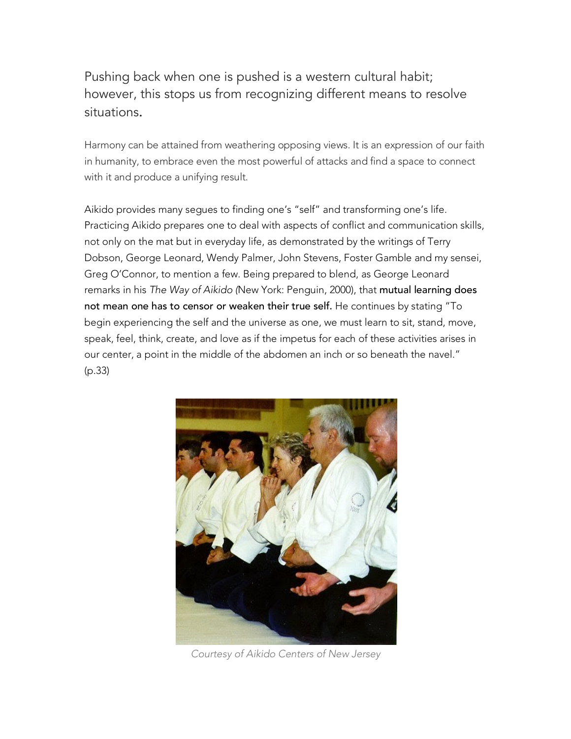Pushing back when one is pushed is a western cultural habit; however, this stops us from recognizing different means to resolve situations.

Harmony can be attained from weathering opposing views. It is an expression of our faith in humanity, to embrace even the most powerful of attacks and find a space to connect with it and produce a unifying result.

Aikido provides many segues to finding one's "self" and transforming one's life. Practicing Aikido prepares one to deal with aspects of conflict and communication skills, not only on the mat but in everyday life, as demonstrated by the writings of Terry Dobson, George Leonard, Wendy Palmer, John Stevens, Foster Gamble and my sensei, Greg O'Connor, to mention a few. Being prepared to blend, as George Leonard remarks in his *The Way of Aikido (*New York: Penguin, 2000), that **mutual learning does not mean one has to censor or weaken their true self.** He continues by stating "To begin experiencing the self and the universe as one, we must learn to sit, stand, move, speak, feel, think, create, and love as if the impetus for each of these activities arises in our center, a point in the middle of the abdomen an inch or so beneath the navel." (p.33)

*Courtesy of Aikido Centers of New Jersey*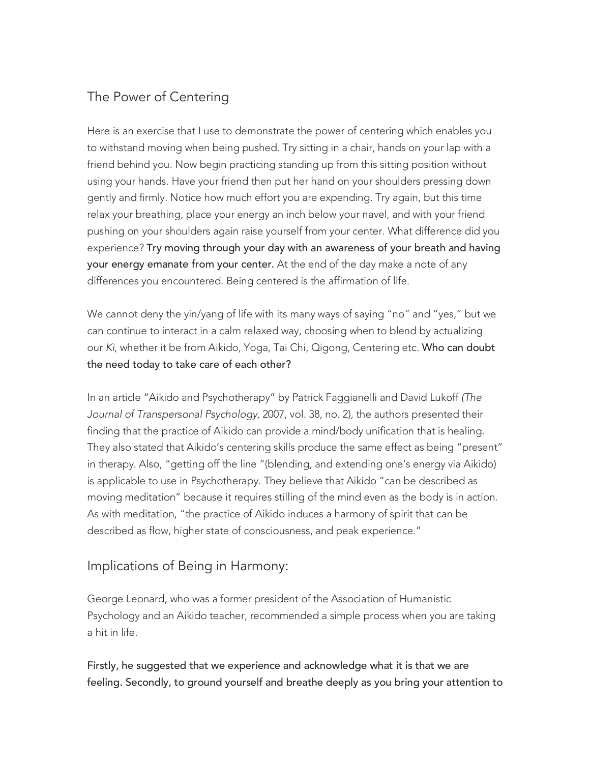## The Power of Centering

Here is an exercise that I use to demonstrate the power of centering which enables you to withstand moving when being pushed. Try sitting in a chair, hands on your lap with a friend behind you. Now begin practicing standing up from this sitting position without using your hands. Have your friend then put her hand on your shoulders pressing down gently and firmly. Notice how much effort you are expending. Try again, but this time relax your breathing, place your energy an inch below your navel, and with your friend pushing on your shoulders again raise yourself from your center. What difference did you experience? **Try moving through your day with an awareness of your breath and having your energy emanate from your center.** At the end of the day make a note of any differences you encountered. Being centered is the affirmation of life.

We cannot deny the yin/yang of life with its many ways of saying "no" and "yes," but we can continue to interact in a calm relaxed way, choosing when to blend by actualizing our *Ki*, whether it be from Aikido, Yoga, Tai Chi, Qigong, Centering etc. **Who can doubt the need today to take care of each other?**

In an article "Aikido and Psychotherapy" by Patrick Faggianelli and David Lukoff *(The Journal of Transpersonal Psychology,* 2007, vol. 38, no. 2), the authors presented their finding that the practice of Aikido can provide a mind/body unification that is healing. They also stated that Aikido's centering skills produce the same effect as being "present" in therapy. Also, "getting off the line "(blending, and extending one's energy via Aikido) is applicable to use in Psychotherapy. They believe that Aikido "can be described as moving meditation" because it requires stilling of the mind even as the body is in action. As with meditation, "the practice of Aikido induces a harmony of spirit that can be described as flow, higher state of consciousness, and peak experience."

## Implications of Being in Harmony:

George Leonard, who was a former president of the Association of Humanistic Psychology and an Aikido teacher, recommended a simple process when you are taking a hit in life.

**Firstly, he suggested that we experience and acknowledge what it is that we are feeling. Secondly, to ground yourself and breathe deeply as you bring your attention to**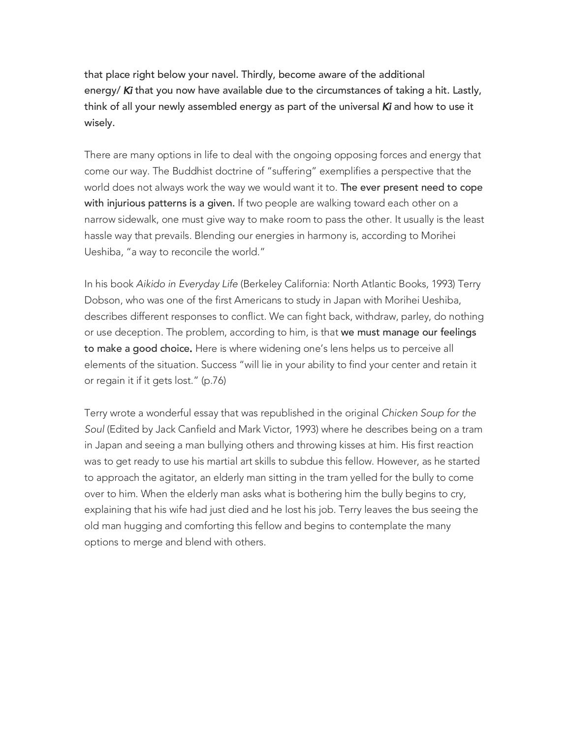**that place right below your navel. Thirdly, become aware of the additional energy/ *Ki* that you now have available due to the circumstances of taking a hit. Lastly, think of all your newly assembled energy as part of the universal *Ki* and how to use it wisely.**

There are many options in life to deal with the ongoing opposing forces and energy that come our way. The Buddhist doctrine of "suffering" exemplifies a perspective that the world does not always work the way we would want it to. **The ever present need to cope with injurious patterns is a given.** If two people are walking toward each other on a narrow sidewalk, one must give way to make room to pass the other. It usually is the least hassle way that prevails. Blending our energies in harmony is, according to Morihei Ueshiba, "a way to reconcile the world."

In his book *Aikido in Everyday Life* (Berkeley California: North Atlantic Books, 1993) Terry Dobson, who was one of the first Americans to study in Japan with Morihei Ueshiba, describes different responses to conflict. We can fight back, withdraw, parley, do nothing or use deception. The problem, according to him, is that **we must manage our feelings to make a good choice.** Here is where widening one's lens helps us to perceive all elements of the situation. Success "will lie in your ability to find your center and retain it or regain it if it gets lost." (p.76)

Terry wrote a wonderful essay that was republished in the original *Chicken Soup for the Soul* (Edited by Jack Canfield and Mark Victor, 1993) where he describes being on a tram in Japan and seeing a man bullying others and throwing kisses at him. His first reaction was to get ready to use his martial art skills to subdue this fellow. However, as he started to approach the agitator, an elderly man sitting in the tram yelled for the bully to come over to him. When the elderly man asks what is bothering him the bully begins to cry, explaining that his wife had just died and he lost his job. Terry leaves the bus seeing the old man hugging and comforting this fellow and begins to contemplate the many options to merge and blend with others.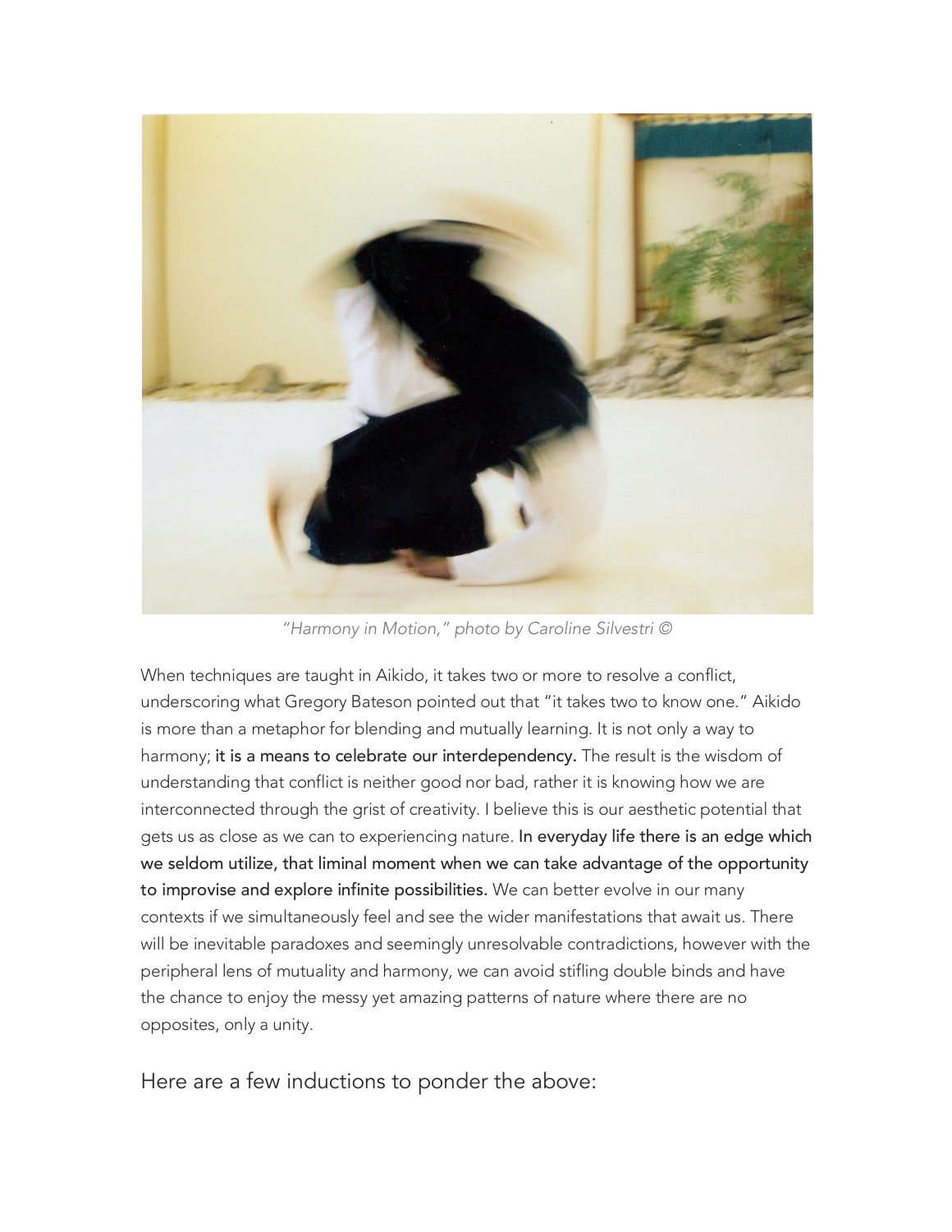*"Harmony in Motion," photo by Caroline Silvestri ©*

When techniques are taught in Aikido, it takes two or more to resolve a conflict, underscoring what Gregory Bateson pointed out that "it takes two to know one." Aikido is more than a metaphor for blending and mutually learning. It is not only a way to harmony; **it is a means to celebrate our interdependency.** The result is the wisdom of understanding that conflict is neither good nor bad, rather it is knowing how we are interconnected through the grist of creativity. I believe this is our aesthetic potential that gets us as close as we can to experiencing nature. **In everyday life there is an edge which we seldom utilize, that liminal moment when we can take advantage of the opportunity to improvise and explore infinite possibilities.** We can better evolve in our many contexts if we simultaneously feel and see the wider manifestations that await us. There will be inevitable paradoxes and seemingly unresolvable contradictions, however with the peripheral lens of mutuality and harmony, we can avoid stifling double binds and have the chance to enjoy the messy yet amazing patterns of nature where there are no opposites, only a unity.

## Here are a few inductions to ponder the above: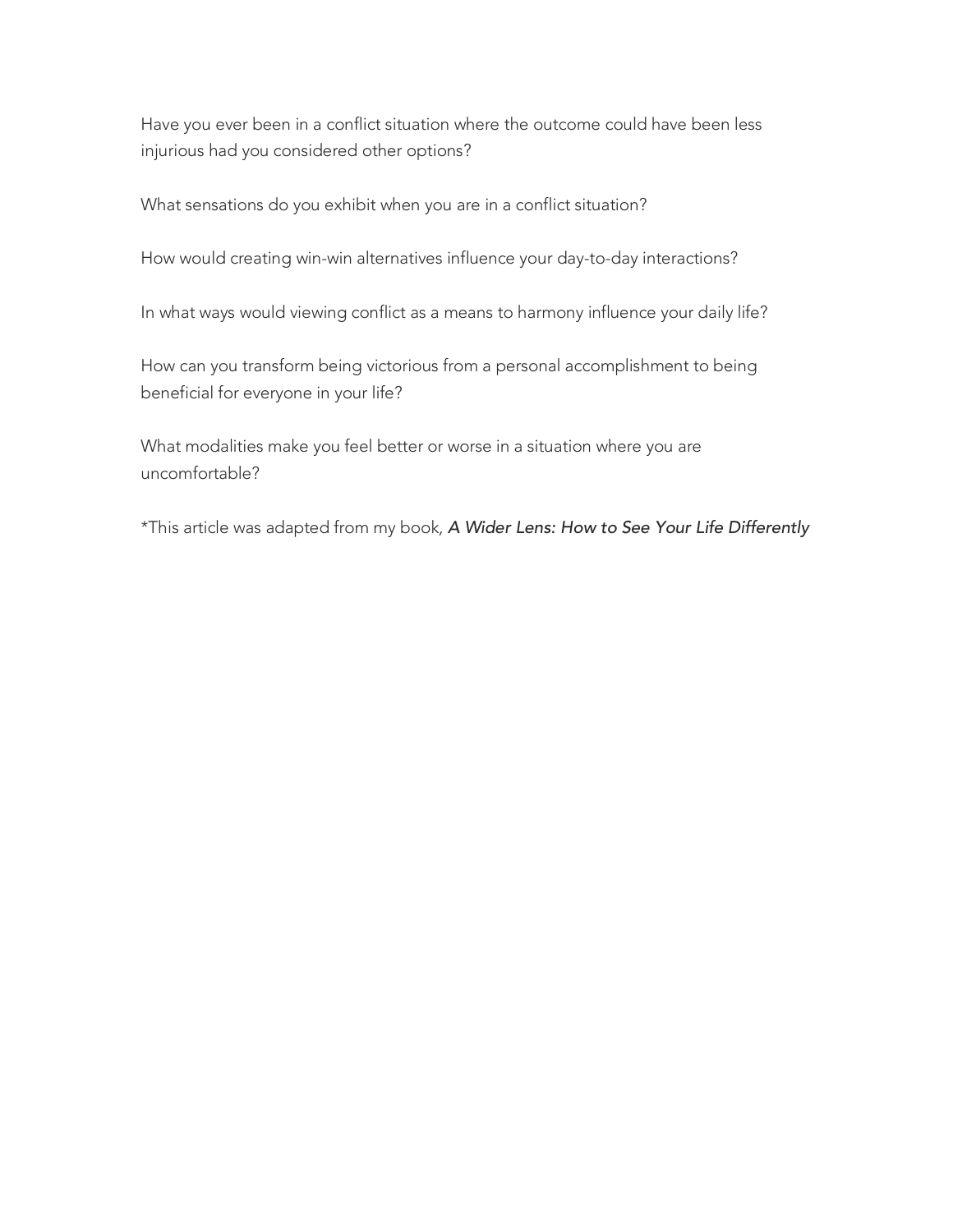Have you ever been in a conflict situation where the outcome could have been less injurious had you considered other options?

What sensations do you exhibit when you are in a conflict situation?

How would creating win-win alternatives influence your day-to-day interactions?

In what ways would viewing conflict as a means to harmony influence your daily life?

How can you transform being victorious from a personal accomplishment to being beneficial for everyone in your life?

What modalities make you feel better or worse in a situation where you are uncomfortable?

*This article was adapted from my book, ***A Wider Lens: How to See Your Life Differently***